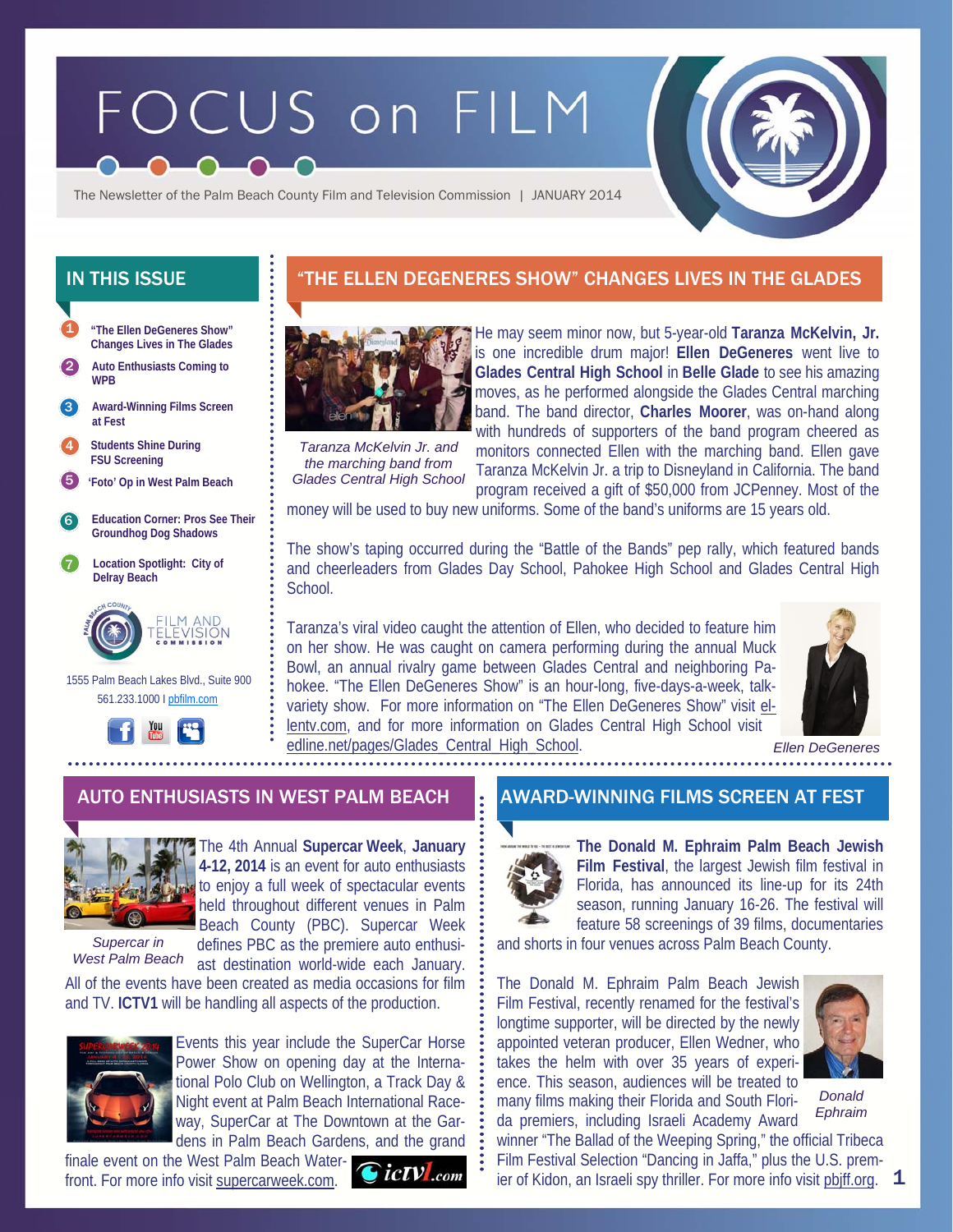# FOCUS on FILM

The Newsletter of the Palm Beach County Film and Television Commission | JANUARY 2014

## IN THIS ISSUE

1. "The Ellen DeGeneres Show" Changes Lives in The Glades
2. Auto Enthusiasts Coming to WPB
3. Award-Winning Films Screen at Fest
4. Students Shine During FSU Screening
5. 'Foto' Op in West Palm Beach
6. Education Corner: Pros See Their Groundhog Dog Shadows
7. Location Spotlight: City of Delray Beach

FILM AND TELEVISION COMMISSION

1555 Palm Beach Lakes Blvd., Suite 900
561.233.1000 I pbfilm.com

## "THE ELLEN DEGENERES SHOW" CHANGES LIVES IN THE GLADES

*Taranza McKelvin Jr. and the marching band from Glades Central High School*

He may seem minor now, but 5-year-old **Taranza McKelvin, Jr.** is one incredible drum major! **Ellen DeGeneres** went live to **Glades Central High School** in **Belle Glade** to see his amazing moves, as he performed alongside the Glades Central marching band. The band director, **Charles Moorer**, was on-hand along with hundreds of supporters of the band program cheered as monitors connected Ellen with the marching band. Ellen gave Taranza McKelvin Jr. a trip to Disneyland in California. The band program received a gift of $50,000 from JCPenney. Most of the money will be used to buy new uniforms. Some of the band's uniforms are 15 years old.

The show's taping occurred during the "Battle of the Bands" pep rally, which featured bands and cheerleaders from Glades Day School, Pahokee High School and Glades Central High School.

Taranza's viral video caught the attention of Ellen, who decided to feature him on her show. He was caught on camera performing during the annual Muck Bowl, an annual rivalry game between Glades Central and neighboring Pahokee. "The Ellen DeGeneres Show" is an hour-long, five-days-a-week, talk-variety show. For more information on "The Ellen DeGeneres Show" visit ellentv.com, and for more information on Glades Central High School visit edline.net/pages/Glades_Central_High_School.

*Ellen DeGeneres*

## AUTO ENTHUSIASTS IN WEST PALM BEACH

*Supercar in West Palm Beach*

The 4th Annual **Supercar Week**, **January 4-12, 2014** is an event for auto enthusiasts to enjoy a full week of spectacular events held throughout different venues in Palm Beach County (PBC). Supercar Week defines PBC as the premiere auto enthusiast destination world-wide each January. All of the events have been created as media occasions for film and TV. **ICTV1** will be handling all aspects of the production.

Events this year include the SuperCar Horse Power Show on opening day at the International Polo Club on Wellington, a Track Day & Night event at Palm Beach International Raceway, SuperCar at The Downtown at the Gardens in Palm Beach Gardens, and the grand finale event on the West Palm Beach Waterfront. For more info visit supercarweek.com.

## AWARD-WINNING FILMS SCREEN AT FEST

**The Donald M. Ephraim Palm Beach Jewish Film Festival**, the largest Jewish film festival in Florida, has announced its line-up for its 24th season, running January 16-26. The festival will feature 58 screenings of 39 films, documentaries and shorts in four venues across Palm Beach County.

The Donald M. Ephraim Palm Beach Jewish Film Festival, recently renamed for the festival's longtime supporter, will be directed by the newly appointed veteran producer, Ellen Wedner, who takes the helm with over 35 years of experience. This season, audiences will be treated to many films making their Florida and South Florida premiers, including Israeli Academy Award winner "The Ballad of the Weeping Spring," the official Tribeca Film Festival Selection "Dancing in Jaffa," plus the U.S. premier of Kidon, an Israeli spy thriller. For more info visit pbjff.org.

*Donald Ephraim*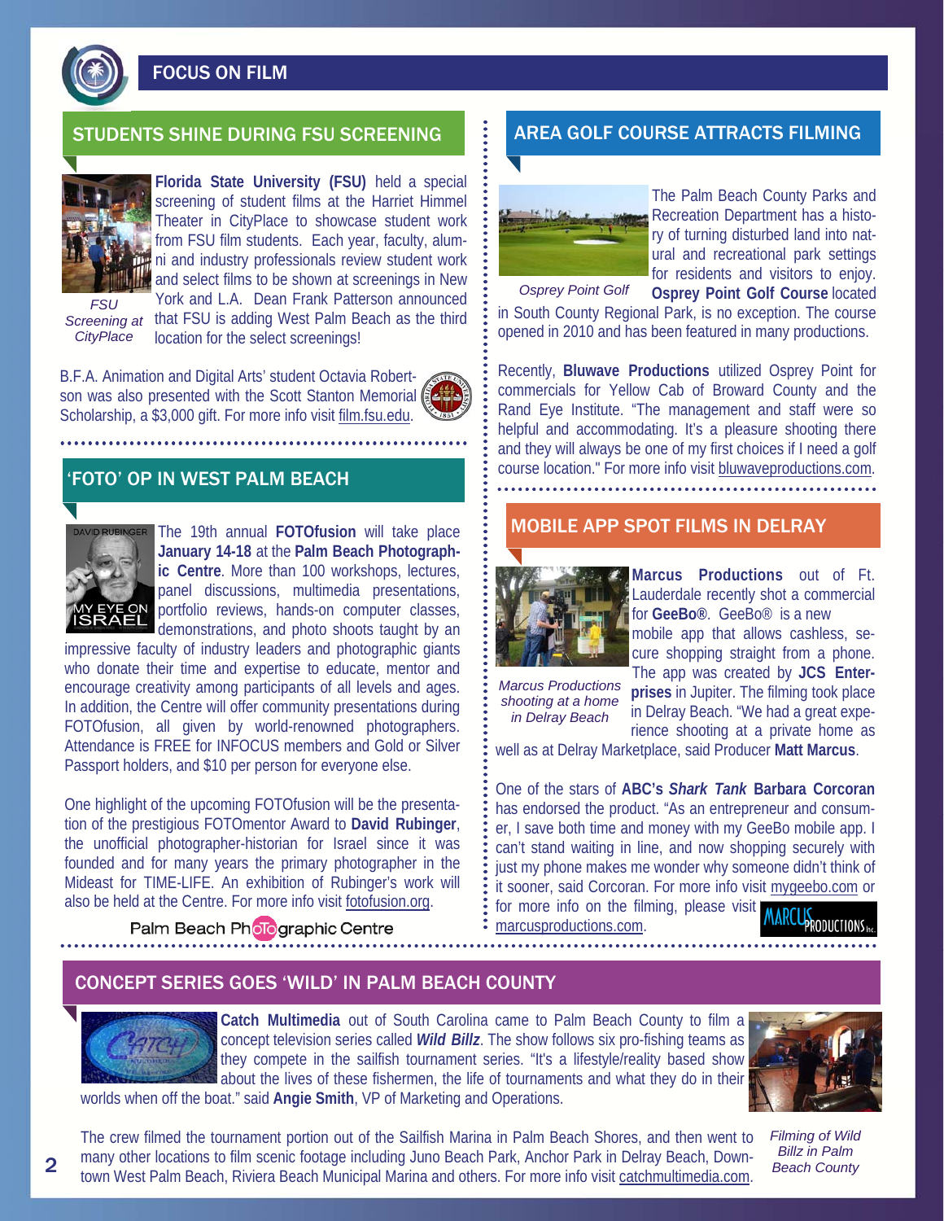# FOCUS ON FILM

## STUDENTS SHINE DURING FSU SCREENING

**Florida State University (FSU)** held a special screening of student films at the Harriet Himmel Theater in CityPlace to showcase student work from FSU film students. Each year, faculty, alumni and industry professionals review student work and select films to be shown at screenings in New York and L.A. Dean Frank Patterson announced that FSU is adding West Palm Beach as the third location for the select screenings!

*FSU Screening at CityPlace*

B.F.A. Animation and Digital Arts' student Octavia Robertson was also presented with the Scott Stanton Memorial Scholarship, a $3,000 gift. For more info visit film.fsu.edu.

## 'FOTO' OP IN WEST PALM BEACH

The 19th annual **FOTOfusion** will take place **January 14-18** at the **Palm Beach Photographic Centre**. More than 100 workshops, lectures, panel discussions, multimedia presentations, portfolio reviews, hands-on computer classes, demonstrations, and photo shoots taught by an impressive faculty of industry leaders and photographic giants who donate their time and expertise to educate, mentor and encourage creativity among participants of all levels and ages. In addition, the Centre will offer community presentations during FOTOfusion, all given by world-renowned photographers. Attendance is FREE for INFOCUS members and Gold or Silver Passport holders, and $10 per person for everyone else.

One highlight of the upcoming FOTOfusion will be the presentation of the prestigious FOTOmentor Award to **David Rubinger**, the unofficial photographer-historian for Israel since it was founded and for many years the primary photographer in the Mideast for TIME-LIFE. An exhibition of Rubinger's work will also be held at the Centre. For more info visit fotofusion.org.

Palm Beach Photographic Centre

## AREA GOLF COURSE ATTRACTS FILMING

The Palm Beach County Parks and Recreation Department has a history of turning disturbed land into natural and recreational park settings for residents and visitors to enjoy. **Osprey Point Golf Course** located in South County Regional Park, is no exception. The course opened in 2010 and has been featured in many productions.

*Osprey Point Golf*

Recently, **Bluwave Productions** utilized Osprey Point for commercials for Yellow Cab of Broward County and the Rand Eye Institute. "The management and staff were so helpful and accommodating. It's a pleasure shooting there and they will always be one of my first choices if I need a golf course location." For more info visit bluwaveproductions.com.

## MOBILE APP SPOT FILMS IN DELRAY

**Marcus Productions** out of Ft. Lauderdale recently shot a commercial for **GeeBo®**. GeeBo® is a new mobile app that allows cashless, secure shopping straight from a phone. The app was created by **JCS Enterprises** in Jupiter. The filming took place in Delray Beach. "We had a great experience shooting at a private home as well as at Delray Marketplace, said Producer **Matt Marcus**.

*Marcus Productions shooting at a home in Delray Beach*

One of the stars of **ABC's *Shark Tank* Barbara Corcoran** has endorsed the product. "As an entrepreneur and consumer, I save both time and money with my GeeBo mobile app. I can't stand waiting in line, and now shopping securely with just my phone makes me wonder why someone didn't think of it sooner, said Corcoran. For more info visit mygeebo.com or for more info on the filming, please visit marcusproductions.com.

## CONCEPT SERIES GOES 'WILD' IN PALM BEACH COUNTY

**Catch Multimedia** out of South Carolina came to Palm Beach County to film a concept television series called ***Wild Billz***. The show follows six pro-fishing teams as they compete in the sailfish tournament series. "It's a lifestyle/reality based show about the lives of these fishermen, the life of tournaments and what they do in their worlds when off the boat." said **Angie Smith**, VP of Marketing and Operations.

The crew filmed the tournament portion out of the Sailfish Marina in Palm Beach Shores, and then went to many other locations to film scenic footage including Juno Beach Park, Anchor Park in Delray Beach, Downtown West Palm Beach, Riviera Beach Municipal Marina and others. For more info visit catchmultimedia.com.

*Filming of Wild Billz in Palm Beach County*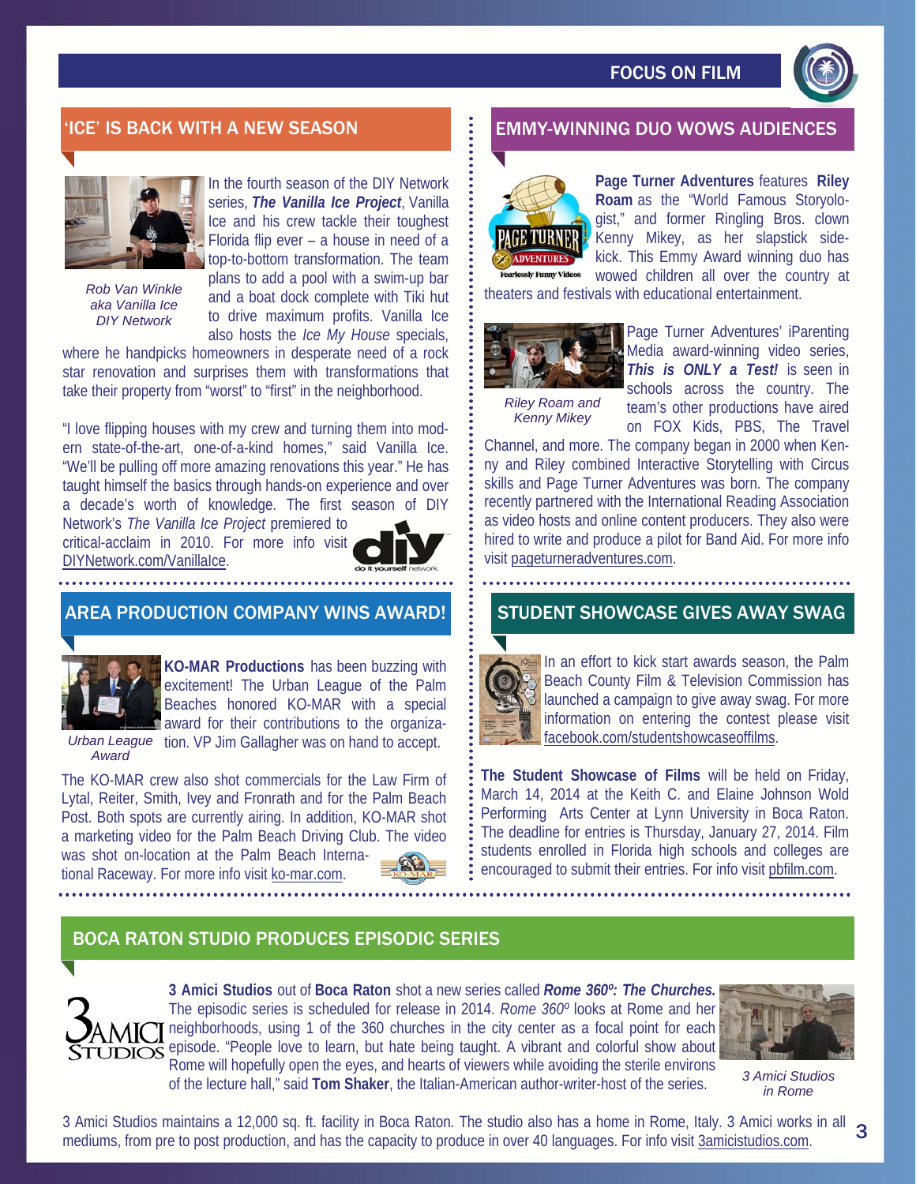# FOCUS ON FILM

## 'ICE' IS BACK WITH A NEW SEASON

Rob Van Winkle aka Vanilla Ice DIY Network

In the fourth season of the DIY Network series, ***The Vanilla Ice Project***, Vanilla Ice and his crew tackle their toughest Florida flip ever – a house in need of a top-to-bottom transformation. The team plans to add a pool with a swim-up bar and a boat dock complete with Tiki hut to drive maximum profits. Vanilla Ice also hosts the *Ice My House* specials, where he handpicks homeowners in desperate need of a rock star renovation and surprises them with transformations that take their property from "worst" to "first" in the neighborhood.

"I love flipping houses with my crew and turning them into modern state-of-the-art, one-of-a-kind homes," said Vanilla Ice. "We'll be pulling off more amazing renovations this year." He has taught himself the basics through hands-on experience and over a decade's worth of knowledge. The first season of DIY Network's *The Vanilla Ice Project* premiered to critical-acclaim in 2010. For more info visit DIYNetwork.com/VanillaIce.

## AREA PRODUCTION COMPANY WINS AWARD!

Urban League Award

**KO-MAR Productions** has been buzzing with excitement! The Urban League of the Palm Beaches honored KO-MAR with a special award for their contributions to the organization. VP Jim Gallagher was on hand to accept.

The KO-MAR crew also shot commercials for the Law Firm of Lytal, Reiter, Smith, Ivey and Fronrath and for the Palm Beach Post. Both spots are currently airing. In addition, KO-MAR shot a marketing video for the Palm Beach Driving Club. The video was shot on-location at the Palm Beach International Raceway. For more info visit ko-mar.com.

## EMMY-WINNING DUO WOWS AUDIENCES

**Page Turner Adventures** features **Riley Roam** as the "World Famous Storyologist," and former Ringling Bros. clown Kenny Mikey, as her slapstick sidekick. This Emmy Award winning duo has wowed children all over the country at theaters and festivals with educational entertainment.

Riley Roam and Kenny Mikey

Page Turner Adventures' iParenting Media award-winning video series, ***This is ONLY a Test!*** is seen in schools across the country. The team's other productions have aired on FOX Kids, PBS, The Travel Channel, and more. The company began in 2000 when Kenny and Riley combined Interactive Storytelling with Circus skills and Page Turner Adventures was born. The company recently partnered with the International Reading Association as video hosts and online content producers. They also were hired to write and produce a pilot for Band Aid. For more info visit pageturneradventures.com.

## STUDENT SHOWCASE GIVES AWAY SWAG

In an effort to kick start awards season, the Palm Beach County Film & Television Commission has launched a campaign to give away swag. For more information on entering the contest please visit facebook.com/studentshowcaseoffilms.

**The Student Showcase of Films** will be held on Friday, March 14, 2014 at the Keith C. and Elaine Johnson Wold Performing Arts Center at Lynn University in Boca Raton. The deadline for entries is Thursday, January 27, 2014. Film students enrolled in Florida high schools and colleges are encouraged to submit their entries. For info visit pbfilm.com.

## BOCA RATON STUDIO PRODUCES EPISODIC SERIES

**3 Amici Studios** out of **Boca Raton** shot a new series called ***Rome 360º: The Churches.*** The episodic series is scheduled for release in 2014. *Rome 360º* looks at Rome and her neighborhoods, using 1 of the 360 churches in the city center as a focal point for each episode. "People love to learn, but hate being taught. A vibrant and colorful show about Rome will hopefully open the eyes, and hearts of viewers while avoiding the sterile environs of the lecture hall," said **Tom Shaker**, the Italian-American author-writer-host of the series.

3 Amici Studios in Rome

3 Amici Studios maintains a 12,000 sq. ft. facility in Boca Raton. The studio also has a home in Rome, Italy. 3 Amici works in all mediums, from pre to post production, and has the capacity to produce in over 40 languages. For info visit 3amicistudios.com.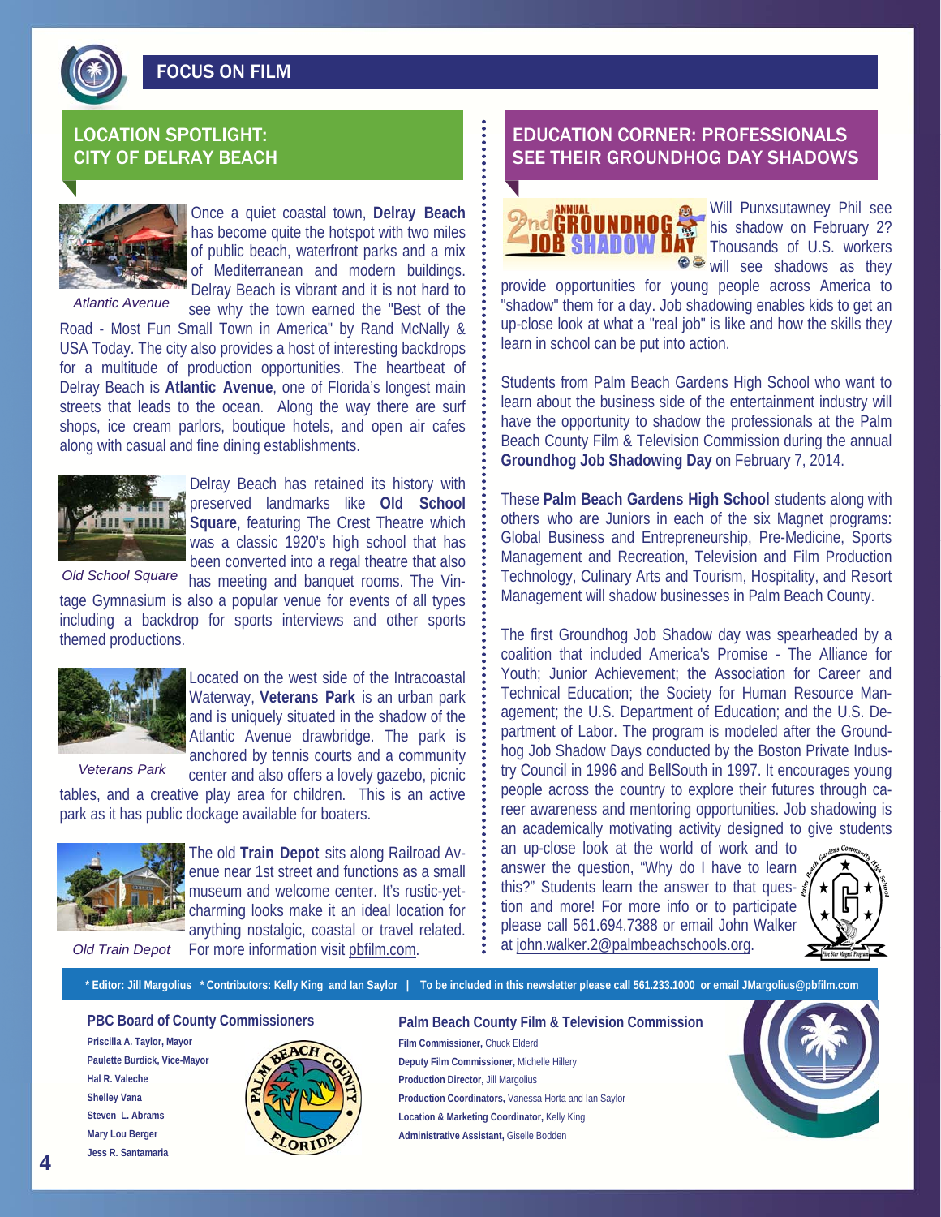# FOCUS ON FILM

## LOCATION SPOTLIGHT: CITY OF DELRAY BEACH

Atlantic Avenue

Once a quiet coastal town, **Delray Beach** has become quite the hotspot with two miles of public beach, waterfront parks and a mix of Mediterranean and modern buildings. Delray Beach is vibrant and it is not hard to see why the town earned the "Best of the Road - Most Fun Small Town in America" by Rand McNally & USA Today. The city also provides a host of interesting backdrops for a multitude of production opportunities. The heartbeat of Delray Beach is **Atlantic Avenue**, one of Florida's longest main streets that leads to the ocean. Along the way there are surf shops, ice cream parlors, boutique hotels, and open air cafes along with casual and fine dining establishments.

Old School Square

Delray Beach has retained its history with preserved landmarks like **Old School Square**, featuring The Crest Theatre which was a classic 1920's high school that has been converted into a regal theatre that also has meeting and banquet rooms. The Vintage Gymnasium is also a popular venue for events of all types including a backdrop for sports interviews and other sports themed productions.

Veterans Park

Located on the west side of the Intracoastal Waterway, **Veterans Park** is an urban park and is uniquely situated in the shadow of the Atlantic Avenue drawbridge. The park is anchored by tennis courts and a community center and also offers a lovely gazebo, picnic tables, and a creative play area for children. This is an active park as it has public dockage available for boaters.

Old Train Depot

The old **Train Depot** sits along Railroad Avenue near 1st street and functions as a small museum and welcome center. It's rustic-yet-charming looks make it an ideal location for anything nostalgic, coastal or travel related. For more information visit pbfilm.com.

## EDUCATION CORNER: PROFESSIONALS SEE THEIR GROUNDHOG DAY SHADOWS

2nd ANNUAL GROUNDHOG JOB SHADOW DAY

Will Punxsutawney Phil see his shadow on February 2? Thousands of U.S. workers will see shadows as they provide opportunities for young people across America to "shadow" them for a day. Job shadowing enables kids to get an up-close look at what a "real job" is like and how the skills they learn in school can be put into action.

Students from Palm Beach Gardens High School who want to learn about the business side of the entertainment industry will have the opportunity to shadow the professionals at the Palm Beach County Film & Television Commission during the annual **Groundhog Job Shadowing Day** on February 7, 2014.

These **Palm Beach Gardens High School** students along with others who are Juniors in each of the six Magnet programs: Global Business and Entrepreneurship, Pre-Medicine, Sports Management and Recreation, Television and Film Production Technology, Culinary Arts and Tourism, Hospitality, and Resort Management will shadow businesses in Palm Beach County.

The first Groundhog Job Shadow day was spearheaded by a coalition that included America's Promise - The Alliance for Youth; Junior Achievement; the Association for Career and Technical Education; the Society for Human Resource Management; the U.S. Department of Education; and the U.S. Department of Labor. The program is modeled after the Groundhog Job Shadow Days conducted by the Boston Private Industry Council in 1996 and BellSouth in 1997. It encourages young people across the country to explore their futures through career awareness and mentoring opportunities. Job shadowing is an academically motivating activity designed to give students an up-close look at the world of work and to answer the question, "Why do I have to learn this?" Students learn the answer to that question and more! For more info or to participate please call 561.694.7388 or email John Walker at john.walker.2@palmbeachschools.org.

---

**\* Editor: Jill Margolius \* Contributors: Kelly King and Ian Saylor | To be included in this newsletter please call 561.233.1000 or email JMargolius@pbfilm.com**

### PBC Board of County Commissioners

**Priscilla A. Taylor, Mayor**
**Paulette Burdick, Vice-Mayor**
**Hal R. Valeche**
**Shelley Vana**
**Steven L. Abrams**
**Mary Lou Berger**
**Jess R. Santamaria**

### Palm Beach County Film & Television Commission

**Film Commissioner,** Chuck Elderd
**Deputy Film Commissioner,** Michelle Hillery
**Production Director,** Jill Margolius
**Production Coordinators,** Vanessa Horta and Ian Saylor
**Location & Marketing Coordinator,** Kelly King
**Administrative Assistant,** Giselle Bodden